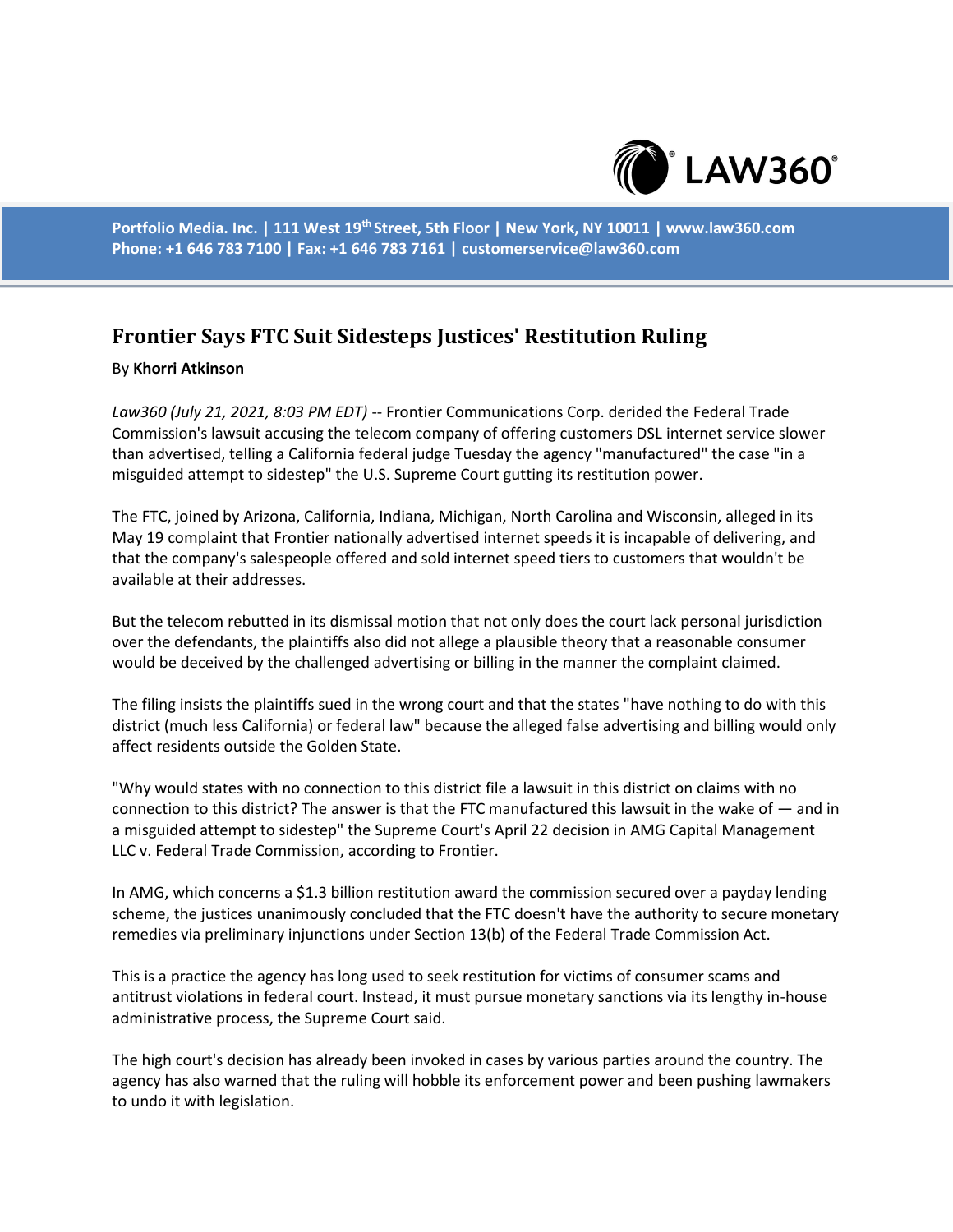Portfolio Media. Inc. | 111 West 19th Street, 5th Floor | New York, NY 10011 | www.law360.com
Phone: +1 646 783 7100 | Fax: +1 646 783 7161 | customerservice@law360.com

# Frontier Says FTC Suit Sidesteps Justices' Restitution Ruling

By **Khorri Atkinson**

*Law360 (July 21, 2021, 8:03 PM EDT)* -- Frontier Communications Corp. derided the Federal Trade Commission's lawsuit accusing the telecom company of offering customers DSL internet service slower than advertised, telling a California federal judge Tuesday the agency "manufactured" the case "in a misguided attempt to sidestep" the U.S. Supreme Court gutting its restitution power.

The FTC, joined by Arizona, California, Indiana, Michigan, North Carolina and Wisconsin, alleged in its May 19 complaint that Frontier nationally advertised internet speeds it is incapable of delivering, and that the company's salespeople offered and sold internet speed tiers to customers that wouldn't be available at their addresses.

But the telecom rebutted in its dismissal motion that not only does the court lack personal jurisdiction over the defendants, the plaintiffs also did not allege a plausible theory that a reasonable consumer would be deceived by the challenged advertising or billing in the manner the complaint claimed.

The filing insists the plaintiffs sued in the wrong court and that the states "have nothing to do with this district (much less California) or federal law" because the alleged false advertising and billing would only affect residents outside the Golden State.

"Why would states with no connection to this district file a lawsuit in this district on claims with no connection to this district? The answer is that the FTC manufactured this lawsuit in the wake of — and in a misguided attempt to sidestep" the Supreme Court's April 22 decision in AMG Capital Management LLC v. Federal Trade Commission, according to Frontier.

In AMG, which concerns a $1.3 billion restitution award the commission secured over a payday lending scheme, the justices unanimously concluded that the FTC doesn't have the authority to secure monetary remedies via preliminary injunctions under Section 13(b) of the Federal Trade Commission Act.

This is a practice the agency has long used to seek restitution for victims of consumer scams and antitrust violations in federal court. Instead, it must pursue monetary sanctions via its lengthy in-house administrative process, the Supreme Court said.

The high court's decision has already been invoked in cases by various parties around the country. The agency has also warned that the ruling will hobble its enforcement power and been pushing lawmakers to undo it with legislation.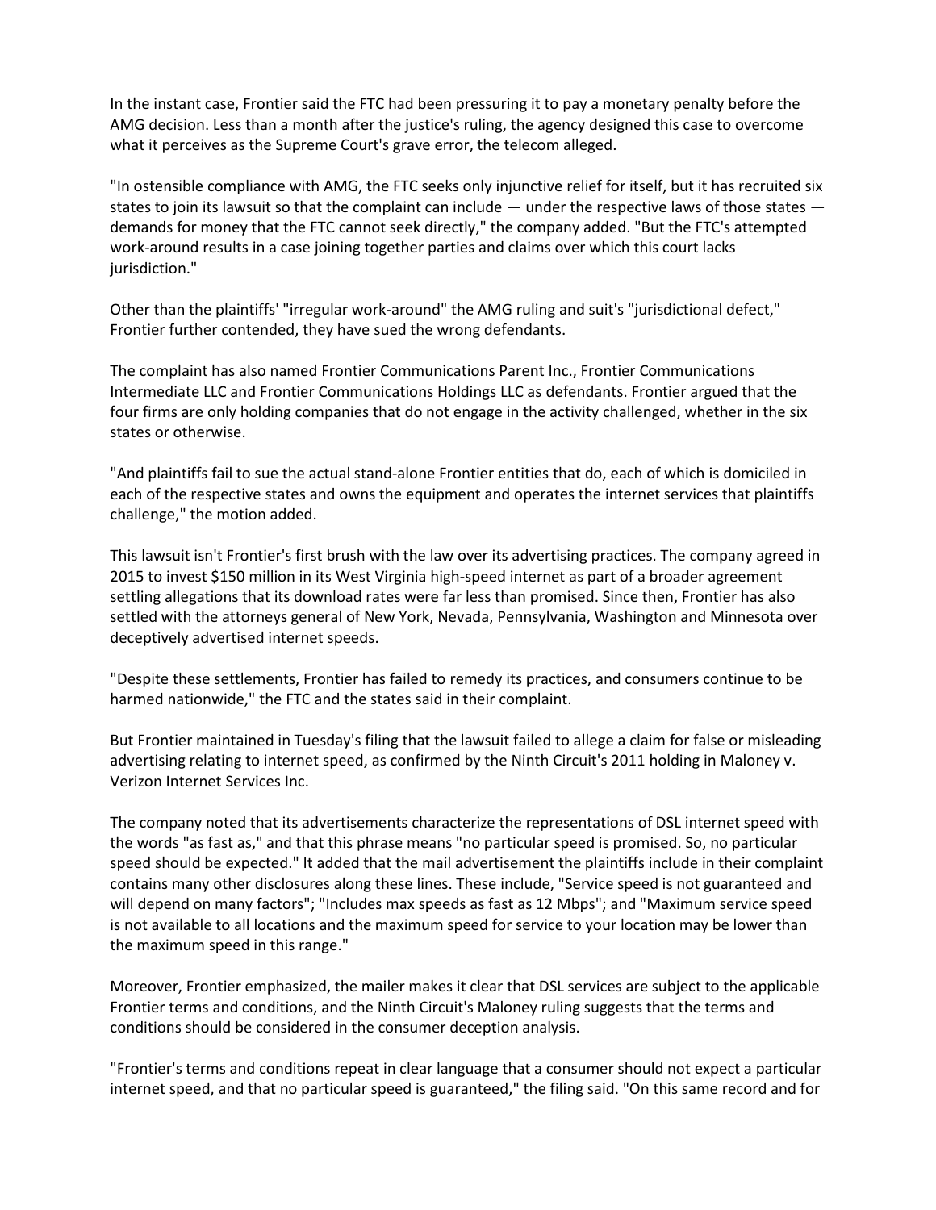In the instant case, Frontier said the FTC had been pressuring it to pay a monetary penalty before the AMG decision. Less than a month after the justice's ruling, the agency designed this case to overcome what it perceives as the Supreme Court's grave error, the telecom alleged.

"In ostensible compliance with AMG, the FTC seeks only injunctive relief for itself, but it has recruited six states to join its lawsuit so that the complaint can include — under the respective laws of those states — demands for money that the FTC cannot seek directly," the company added. "But the FTC's attempted work-around results in a case joining together parties and claims over which this court lacks jurisdiction."

Other than the plaintiffs' "irregular work-around" the AMG ruling and suit's "jurisdictional defect," Frontier further contended, they have sued the wrong defendants.

The complaint has also named Frontier Communications Parent Inc., Frontier Communications Intermediate LLC and Frontier Communications Holdings LLC as defendants. Frontier argued that the four firms are only holding companies that do not engage in the activity challenged, whether in the six states or otherwise.

"And plaintiffs fail to sue the actual stand-alone Frontier entities that do, each of which is domiciled in each of the respective states and owns the equipment and operates the internet services that plaintiffs challenge," the motion added.

This lawsuit isn't Frontier's first brush with the law over its advertising practices. The company agreed in 2015 to invest $150 million in its West Virginia high-speed internet as part of a broader agreement settling allegations that its download rates were far less than promised. Since then, Frontier has also settled with the attorneys general of New York, Nevada, Pennsylvania, Washington and Minnesota over deceptively advertised internet speeds.

"Despite these settlements, Frontier has failed to remedy its practices, and consumers continue to be harmed nationwide," the FTC and the states said in their complaint.

But Frontier maintained in Tuesday's filing that the lawsuit failed to allege a claim for false or misleading advertising relating to internet speed, as confirmed by the Ninth Circuit's 2011 holding in Maloney v. Verizon Internet Services Inc.

The company noted that its advertisements characterize the representations of DSL internet speed with the words "as fast as," and that this phrase means "no particular speed is promised. So, no particular speed should be expected." It added that the mail advertisement the plaintiffs include in their complaint contains many other disclosures along these lines. These include, "Service speed is not guaranteed and will depend on many factors"; "Includes max speeds as fast as 12 Mbps"; and "Maximum service speed is not available to all locations and the maximum speed for service to your location may be lower than the maximum speed in this range."

Moreover, Frontier emphasized, the mailer makes it clear that DSL services are subject to the applicable Frontier terms and conditions, and the Ninth Circuit's Maloney ruling suggests that the terms and conditions should be considered in the consumer deception analysis.

"Frontier's terms and conditions repeat in clear language that a consumer should not expect a particular internet speed, and that no particular speed is guaranteed," the filing said. "On this same record and for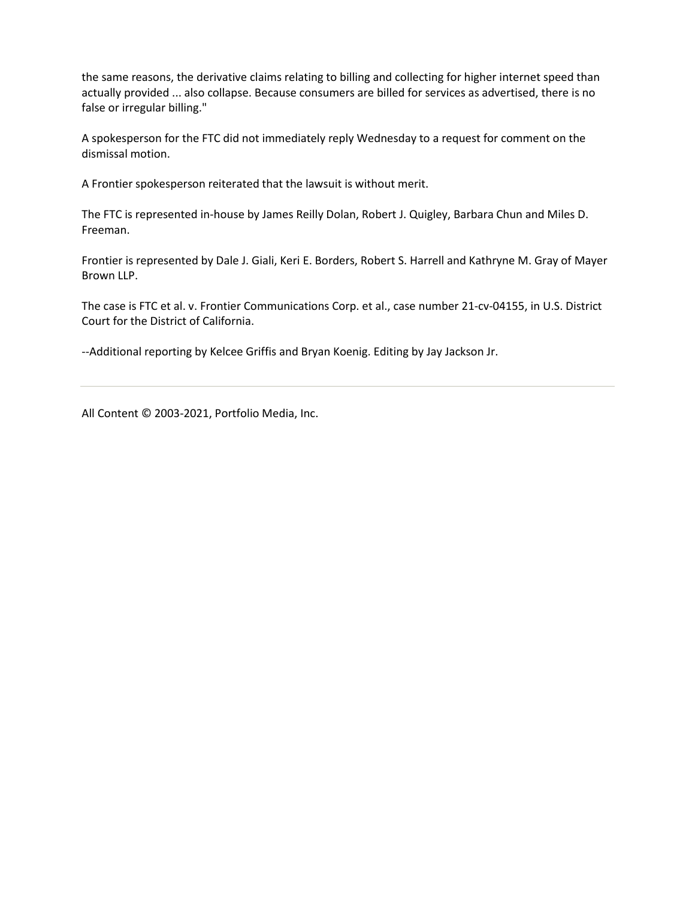the same reasons, the derivative claims relating to billing and collecting for higher internet speed than actually provided ... also collapse. Because consumers are billed for services as advertised, there is no false or irregular billing."

A spokesperson for the FTC did not immediately reply Wednesday to a request for comment on the dismissal motion.

A Frontier spokesperson reiterated that the lawsuit is without merit.

The FTC is represented in-house by James Reilly Dolan, Robert J. Quigley, Barbara Chun and Miles D. Freeman.

Frontier is represented by Dale J. Giali, Keri E. Borders, Robert S. Harrell and Kathryne M. Gray of Mayer Brown LLP.

The case is FTC et al. v. Frontier Communications Corp. et al., case number 21-cv-04155, in U.S. District Court for the District of California.

--Additional reporting by Kelcee Griffis and Bryan Koenig. Editing by Jay Jackson Jr.

---

All Content © 2003-2021, Portfolio Media, Inc.